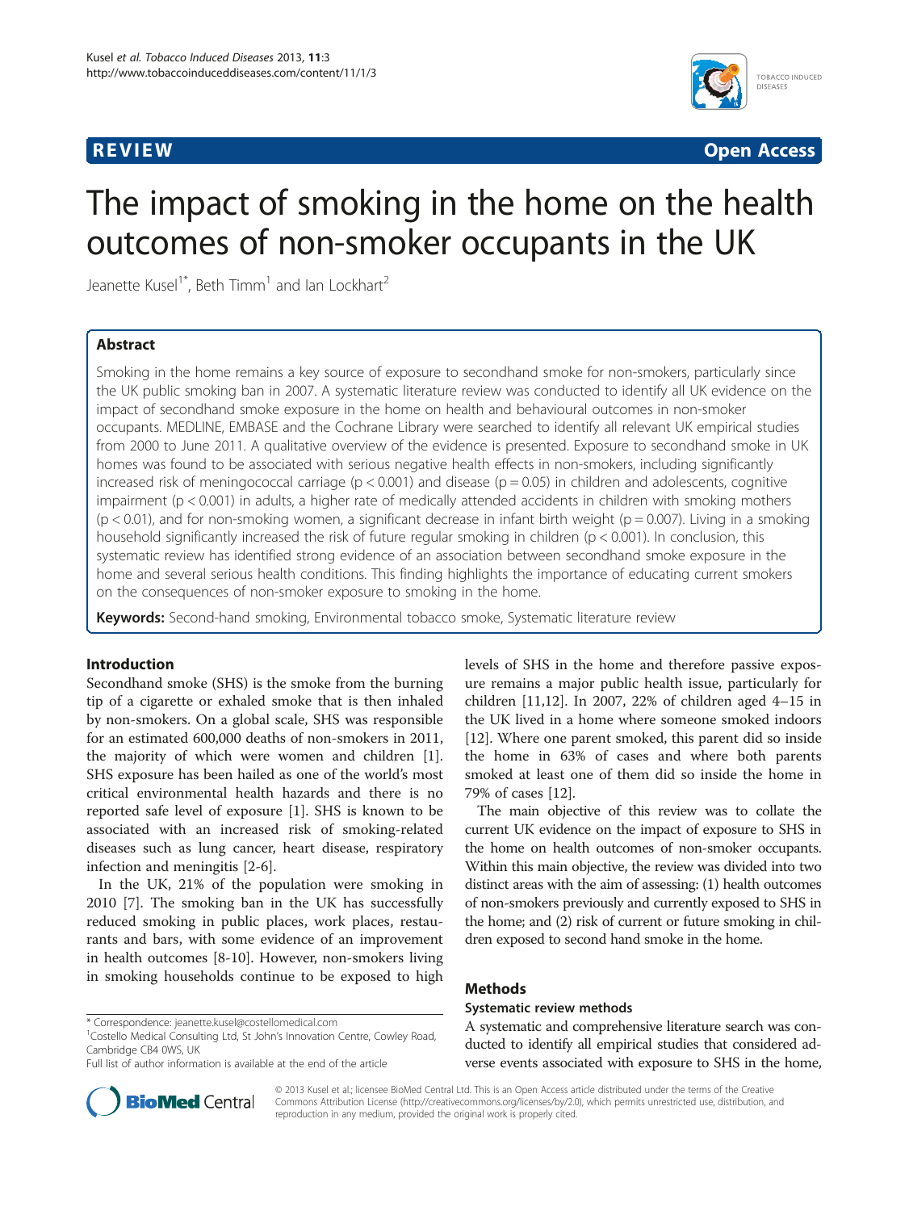**REVIEW** **Open Access**

# The impact of smoking in the home on the health outcomes of non-smoker occupants in the UK

Jeanette Kusel[1*], Beth Timm[1] and Ian Lockhart[2]

## Abstract

Smoking in the home remains a key source of exposure to secondhand smoke for non-smokers, particularly since the UK public smoking ban in 2007. A systematic literature review was conducted to identify all UK evidence on the impact of secondhand smoke exposure in the home on health and behavioural outcomes in non-smoker occupants. MEDLINE, EMBASE and the Cochrane Library were searched to identify all relevant UK empirical studies from 2000 to June 2011. A qualitative overview of the evidence is presented. Exposure to secondhand smoke in UK homes was found to be associated with serious negative health effects in non-smokers, including significantly increased risk of meningococcal carriage ($p < 0.001$) and disease ($p = 0.05$) in children and adolescents, cognitive impairment ($p < 0.001$) in adults, a higher rate of medically attended accidents in children with smoking mothers ($p < 0.01$), and for non-smoking women, a significant decrease in infant birth weight ($p = 0.007$). Living in a smoking household significantly increased the risk of future regular smoking in children ($p < 0.001$). In conclusion, this systematic review has identified strong evidence of an association between secondhand smoke exposure in the home and several serious health conditions. This finding highlights the importance of educating current smokers on the consequences of non-smoker exposure to smoking in the home.

**Keywords:** Second-hand smoking, Environmental tobacco smoke, Systematic literature review

## Introduction

Secondhand smoke (SHS) is the smoke from the burning tip of a cigarette or exhaled smoke that is then inhaled by non-smokers. On a global scale, SHS was responsible for an estimated 600,000 deaths of non-smokers in 2011, the majority of which were women and children [1]. SHS exposure has been hailed as one of the world's most critical environmental health hazards and there is no reported safe level of exposure [1]. SHS is known to be associated with an increased risk of smoking-related diseases such as lung cancer, heart disease, respiratory infection and meningitis [2-6].

In the UK, 21% of the population were smoking in 2010 [7]. The smoking ban in the UK has successfully reduced smoking in public places, work places, restaurants and bars, with some evidence of an improvement in health outcomes [8-10]. However, non-smokers living in smoking households continue to be exposed to high levels of SHS in the home and therefore passive exposure remains a major public health issue, particularly for children [11,12]. In 2007, 22% of children aged 4–15 in the UK lived in a home where someone smoked indoors [12]. Where one parent smoked, this parent did so inside the home in 63% of cases and where both parents smoked at least one of them did so inside the home in 79% of cases [12].

The main objective of this review was to collate the current UK evidence on the impact of exposure to SHS in the home on health outcomes of non-smoker occupants. Within this main objective, the review was divided into two distinct areas with the aim of assessing: (1) health outcomes of non-smokers previously and currently exposed to SHS in the home; and (2) risk of current or future smoking in children exposed to second hand smoke in the home.

## Methods

### Systematic review methods

A systematic and comprehensive literature search was conducted to identify all empirical studies that considered adverse events associated with exposure to SHS in the home,

\* Correspondence: jeanette.kusel@costellomedical.com
[1]Costello Medical Consulting Ltd, St John's Innovation Centre, Cowley Road, Cambridge CB4 0WS, UK
Full list of author information is available at the end of the article

© 2013 Kusel et al.; licensee BioMed Central Ltd. This is an Open Access article distributed under the terms of the Creative Commons Attribution License (http://creativecommons.org/licenses/by/2.0), which permits unrestricted use, distribution, and reproduction in any medium, provided the original work is properly cited.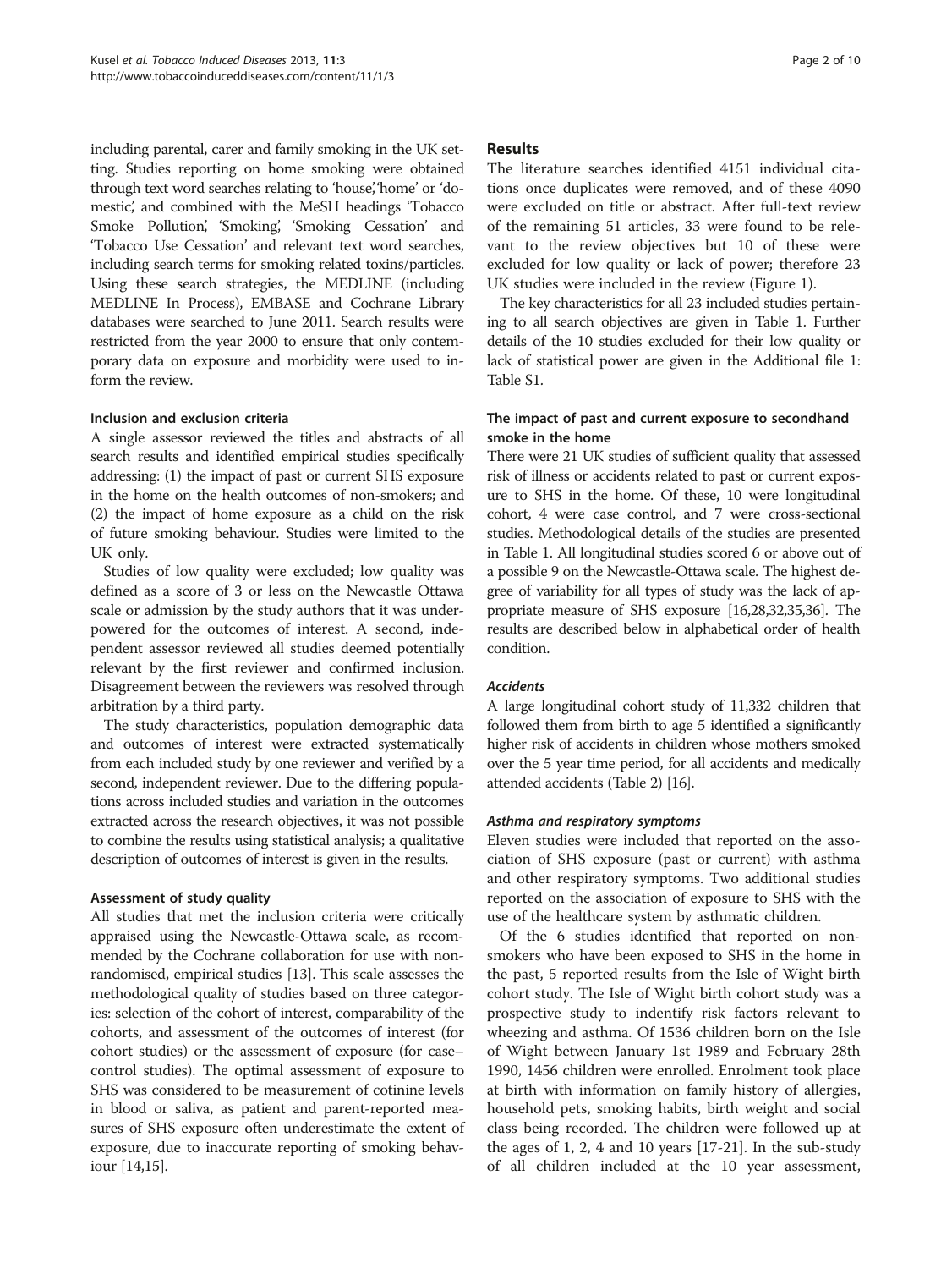including parental, carer and family smoking in the UK setting. Studies reporting on home smoking were obtained through text word searches relating to 'house', 'home' or 'domestic', and combined with the MeSH headings 'Tobacco Smoke Pollution', 'Smoking', 'Smoking Cessation' and 'Tobacco Use Cessation' and relevant text word searches, including search terms for smoking related toxins/particles. Using these search strategies, the MEDLINE (including MEDLINE In Process), EMBASE and Cochrane Library databases were searched to June 2011. Search results were restricted from the year 2000 to ensure that only contemporary data on exposure and morbidity were used to inform the review.

### Inclusion and exclusion criteria

A single assessor reviewed the titles and abstracts of all search results and identified empirical studies specifically addressing: (1) the impact of past or current SHS exposure in the home on the health outcomes of non-smokers; and (2) the impact of home exposure as a child on the risk of future smoking behaviour. Studies were limited to the UK only.

Studies of low quality were excluded; low quality was defined as a score of 3 or less on the Newcastle Ottawa scale or admission by the study authors that it was underpowered for the outcomes of interest. A second, independent assessor reviewed all studies deemed potentially relevant by the first reviewer and confirmed inclusion. Disagreement between the reviewers was resolved through arbitration by a third party.

The study characteristics, population demographic data and outcomes of interest were extracted systematically from each included study by one reviewer and verified by a second, independent reviewer. Due to the differing populations across included studies and variation in the outcomes extracted across the research objectives, it was not possible to combine the results using statistical analysis; a qualitative description of outcomes of interest is given in the results.

### Assessment of study quality

All studies that met the inclusion criteria were critically appraised using the Newcastle-Ottawa scale, as recommended by the Cochrane collaboration for use with non-randomised, empirical studies [13]. This scale assesses the methodological quality of studies based on three categories: selection of the cohort of interest, comparability of the cohorts, and assessment of the outcomes of interest (for cohort studies) or the assessment of exposure (for case–control studies). The optimal assessment of exposure to SHS was considered to be measurement of cotinine levels in blood or saliva, as patient and parent-reported measures of SHS exposure often underestimate the extent of exposure, due to inaccurate reporting of smoking behaviour [14,15].

## Results

The literature searches identified 4151 individual citations once duplicates were removed, and of these 4090 were excluded on title or abstract. After full-text review of the remaining 51 articles, 33 were found to be relevant to the review objectives but 10 of these were excluded for low quality or lack of power; therefore 23 UK studies were included in the review (Figure 1).

The key characteristics for all 23 included studies pertaining to all search objectives are given in Table 1. Further details of the 10 studies excluded for their low quality or lack of statistical power are given in the Additional file 1: Table S1.

### The impact of past and current exposure to secondhand smoke in the home

There were 21 UK studies of sufficient quality that assessed risk of illness or accidents related to past or current exposure to SHS in the home. Of these, 10 were longitudinal cohort, 4 were case control, and 7 were cross-sectional studies. Methodological details of the studies are presented in Table 1. All longitudinal studies scored 6 or above out of a possible 9 on the Newcastle-Ottawa scale. The highest degree of variability for all types of study was the lack of appropriate measure of SHS exposure [16,28,32,35,36]. The results are described below in alphabetical order of health condition.

#### *Accidents*

A large longitudinal cohort study of 11,332 children that followed them from birth to age 5 identified a significantly higher risk of accidents in children whose mothers smoked over the 5 year time period, for all accidents and medically attended accidents (Table 2) [16].

#### *Asthma and respiratory symptoms*

Eleven studies were included that reported on the association of SHS exposure (past or current) with asthma and other respiratory symptoms. Two additional studies reported on the association of exposure to SHS with the use of the healthcare system by asthmatic children.

Of the 6 studies identified that reported on non-smokers who have been exposed to SHS in the home in the past, 5 reported results from the Isle of Wight birth cohort study. The Isle of Wight birth cohort study was a prospective study to indentify risk factors relevant to wheezing and asthma. Of 1536 children born on the Isle of Wight between January 1st 1989 and February 28th 1990, 1456 children were enrolled. Enrolment took place at birth with information on family history of allergies, household pets, smoking habits, birth weight and social class being recorded. The children were followed up at the ages of 1, 2, 4 and 10 years [17-21]. In the sub-study of all children included at the 10 year assessment,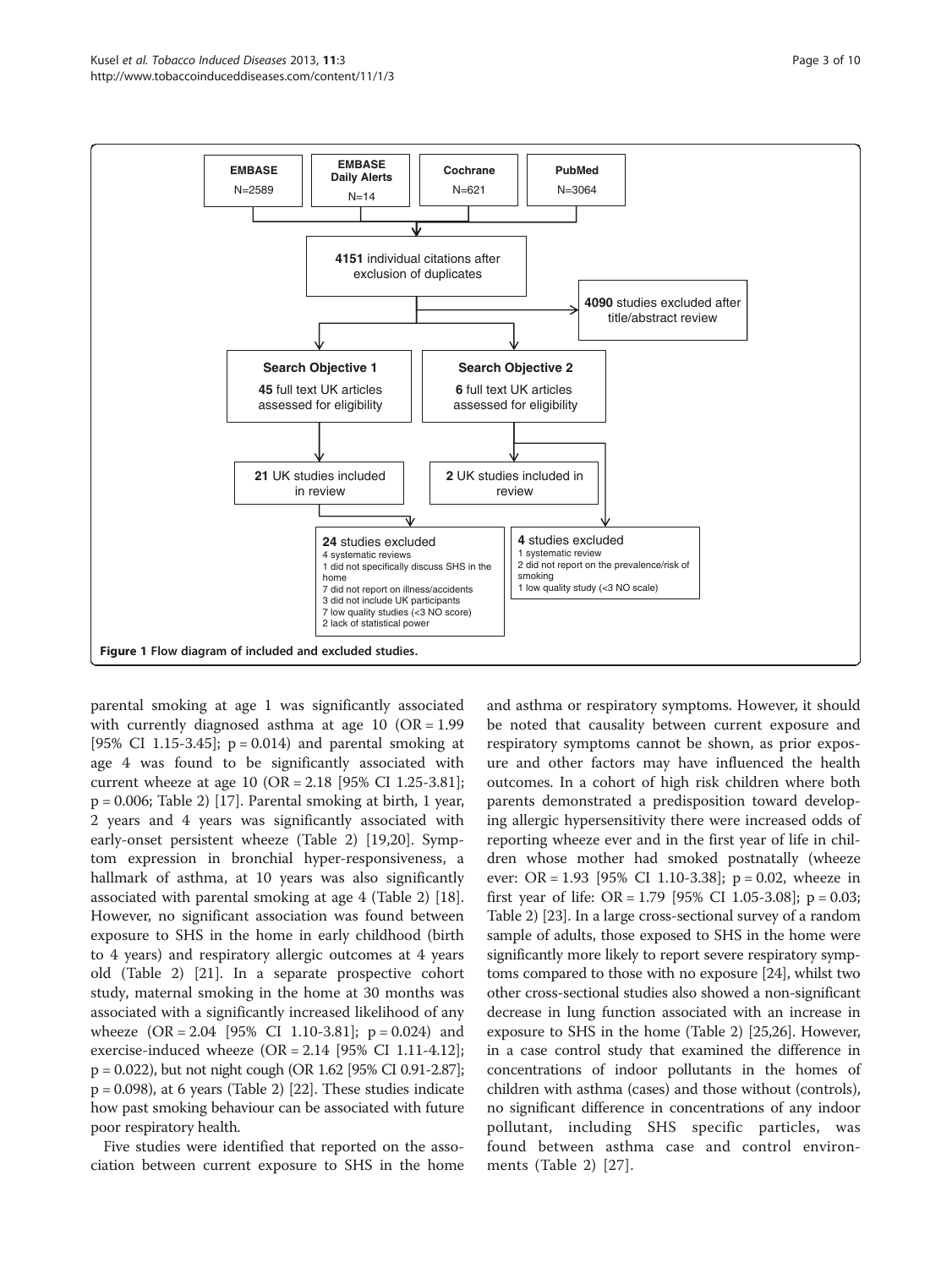EMBASE N=2589 | EMBASE Daily Alerts N=14 | Cochrane N=621 | PubMed N=3064

**4151** individual citations after exclusion of duplicates

**4090** studies excluded after title/abstract review

**Search Objective 1**
**45** full text UK articles assessed for eligibility

**Search Objective 2**
**6** full text UK articles assessed for eligibility

**21** UK studies included in review

**2** UK studies included in review

**24** studies excluded
4 systematic reviews
1 did not specifically discuss SHS in the home
7 did not report on illness/accidents
3 did not include UK participants
7 low quality studies (<3 NO score)
2 lack of statistical power

**4** studies excluded
1 systematic review
2 did not report on the prevalence/risk of smoking
1 low quality study (<3 NO scale)

**Figure 1 Flow diagram of included and excluded studies.**

parental smoking at age 1 was significantly associated with currently diagnosed asthma at age 10 (OR = 1.99 [95% CI 1.15-3.45]; p = 0.014) and parental smoking at age 4 was found to be significantly associated with current wheeze at age 10 (OR = 2.18 [95% CI 1.25-3.81]; p = 0.006; Table 2) [17]. Parental smoking at birth, 1 year, 2 years and 4 years was significantly associated with early-onset persistent wheeze (Table 2) [19,20]. Symptom expression in bronchial hyper-responsiveness, a hallmark of asthma, at 10 years was also significantly associated with parental smoking at age 4 (Table 2) [18]. However, no significant association was found between exposure to SHS in the home in early childhood (birth to 4 years) and respiratory allergic outcomes at 4 years old (Table 2) [21]. In a separate prospective cohort study, maternal smoking in the home at 30 months was associated with a significantly increased likelihood of any wheeze (OR = 2.04 [95% CI 1.10-3.81]; p = 0.024) and exercise-induced wheeze (OR = 2.14 [95% CI 1.11-4.12]; p = 0.022), but not night cough (OR 1.62 [95% CI 0.91-2.87]; p = 0.098), at 6 years (Table 2) [22]. These studies indicate how past smoking behaviour can be associated with future poor respiratory health.

Five studies were identified that reported on the association between current exposure to SHS in the home and asthma or respiratory symptoms. However, it should be noted that causality between current exposure and respiratory symptoms cannot be shown, as prior exposure and other factors may have influenced the health outcomes. In a cohort of high risk children where both parents demonstrated a predisposition toward developing allergic hypersensitivity there were increased odds of reporting wheeze ever and in the first year of life in children whose mother had smoked postnatally (wheeze ever: OR = 1.93 [95% CI 1.10-3.38]; p = 0.02, wheeze in first year of life: OR = 1.79 [95% CI 1.05-3.08]; p = 0.03; Table 2) [23]. In a large cross-sectional survey of a random sample of adults, those exposed to SHS in the home were significantly more likely to report severe respiratory symptoms compared to those with no exposure [24], whilst two other cross-sectional studies also showed a non-significant decrease in lung function associated with an increase in exposure to SHS in the home (Table 2) [25,26]. However, in a case control study that examined the difference in concentrations of indoor pollutants in the homes of children with asthma (cases) and those without (controls), no significant difference in concentrations of any indoor pollutant, including SHS specific particles, was found between asthma case and control environments (Table 2) [27].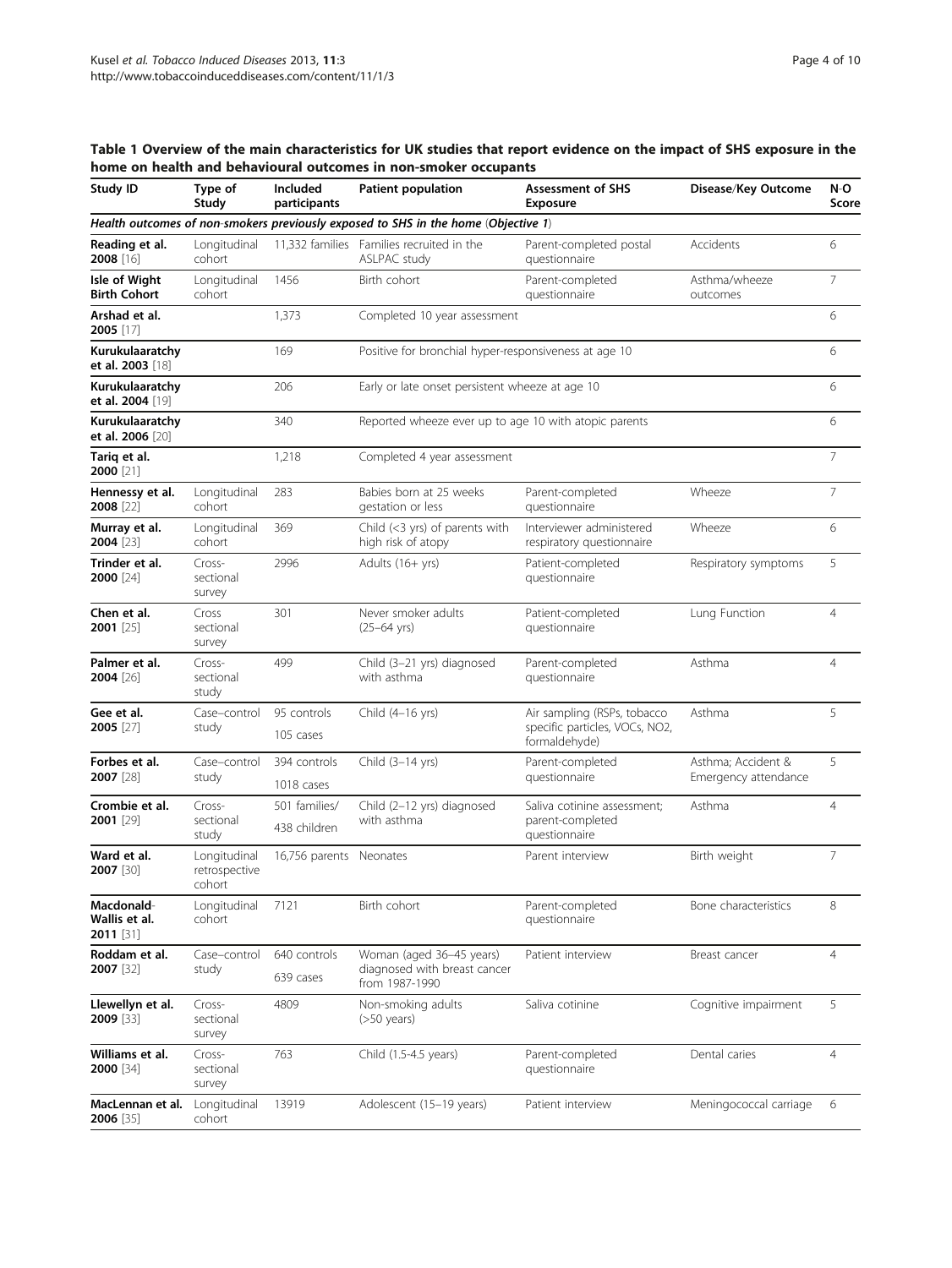**Table 1 Overview of the main characteristics for UK studies that report evidence on the impact of SHS exposure in the home on health and behavioural outcomes in non-smoker occupants**

| Study ID | Type of Study | Included participants | Patient population | Assessment of SHS Exposure | Disease/Key Outcome | N-O Score |
|---|---|---|---|---|---|---|
| *Health outcomes of non-smokers previously exposed to SHS in the home (Objective 1)* | | | | | | |
| **Reading et al. 2008** [16] | Longitudinal cohort | 11,332 families | Families recruited in the ASLPAC study | Parent-completed postal questionnaire | Accidents | 6 |
| **Isle of Wight Birth Cohort** | Longitudinal cohort | 1456 | Birth cohort | Parent-completed questionnaire | Asthma/wheeze outcomes | 7 |
| **Arshad et al. 2005** [17] | | 1,373 | Completed 10 year assessment | | | 6 |
| **Kurukulaaratchy et al. 2003** [18] | | 169 | Positive for bronchial hyper-responsiveness at age 10 | | | 6 |
| **Kurukulaaratchy et al. 2004** [19] | | 206 | Early or late onset persistent wheeze at age 10 | | | 6 |
| **Kurukulaaratchy et al. 2006** [20] | | 340 | Reported wheeze ever up to age 10 with atopic parents | | | 6 |
| **Tariq et al. 2000** [21] | | 1,218 | Completed 4 year assessment | | | 7 |
| **Hennessy et al. 2008** [22] | Longitudinal cohort | 283 | Babies born at 25 weeks gestation or less | Parent-completed questionnaire | Wheeze | 7 |
| **Murray et al. 2004** [23] | Longitudinal cohort | 369 | Child (<3 yrs) of parents with high risk of atopy | Interviewer administered respiratory questionnaire | Wheeze | 6 |
| **Trinder et al. 2000** [24] | Cross-sectional survey | 2996 | Adults (16+ yrs) | Patient-completed questionnaire | Respiratory symptoms | 5 |
| **Chen et al. 2001** [25] | Cross sectional survey | 301 | Never smoker adults (25–64 yrs) | Patient-completed questionnaire | Lung Function | 4 |
| **Palmer et al. 2004** [26] | Cross-sectional study | 499 | Child (3–21 yrs) diagnosed with asthma | Parent-completed questionnaire | Asthma | 4 |
| **Gee et al. 2005** [27] | Case–control study | 95 controls<br>105 cases | Child (4–16 yrs) | Air sampling (RSPs, tobacco specific particles, VOCs, NO2, formaldehyde) | Asthma | 5 |
| **Forbes et al. 2007** [28] | Case–control study | 394 controls<br>1018 cases | Child (3–14 yrs) | Parent-completed questionnaire | Asthma; Accident & Emergency attendance | 5 |
| **Crombie et al. 2001** [29] | Cross-sectional study | 501 families/<br>438 children | Child (2–12 yrs) diagnosed with asthma | Saliva cotinine assessment; parent-completed questionnaire | Asthma | 4 |
| **Ward et al. 2007** [30] | Longitudinal retrospective cohort | 16,756 parents | Neonates | Parent interview | Birth weight | 7 |
| **Macdonald-Wallis et al. 2011** [31] | Longitudinal cohort | 7121 | Birth cohort | Parent-completed questionnaire | Bone characteristics | 8 |
| **Roddam et al. 2007** [32] | Case–control study | 640 controls<br>639 cases | Woman (aged 36–45 years) diagnosed with breast cancer from 1987-1990 | Patient interview | Breast cancer | 4 |
| **Llewellyn et al. 2009** [33] | Cross-sectional survey | 4809 | Non-smoking adults (>50 years) | Saliva cotinine | Cognitive impairment | 5 |
| **Williams et al. 2000** [34] | Cross-sectional survey | 763 | Child (1.5-4.5 years) | Parent-completed questionnaire | Dental caries | 4 |
| **MacLennan et al. 2006** [35] | Longitudinal cohort | 13919 | Adolescent (15–19 years) | Patient interview | Meningococcal carriage | 6 |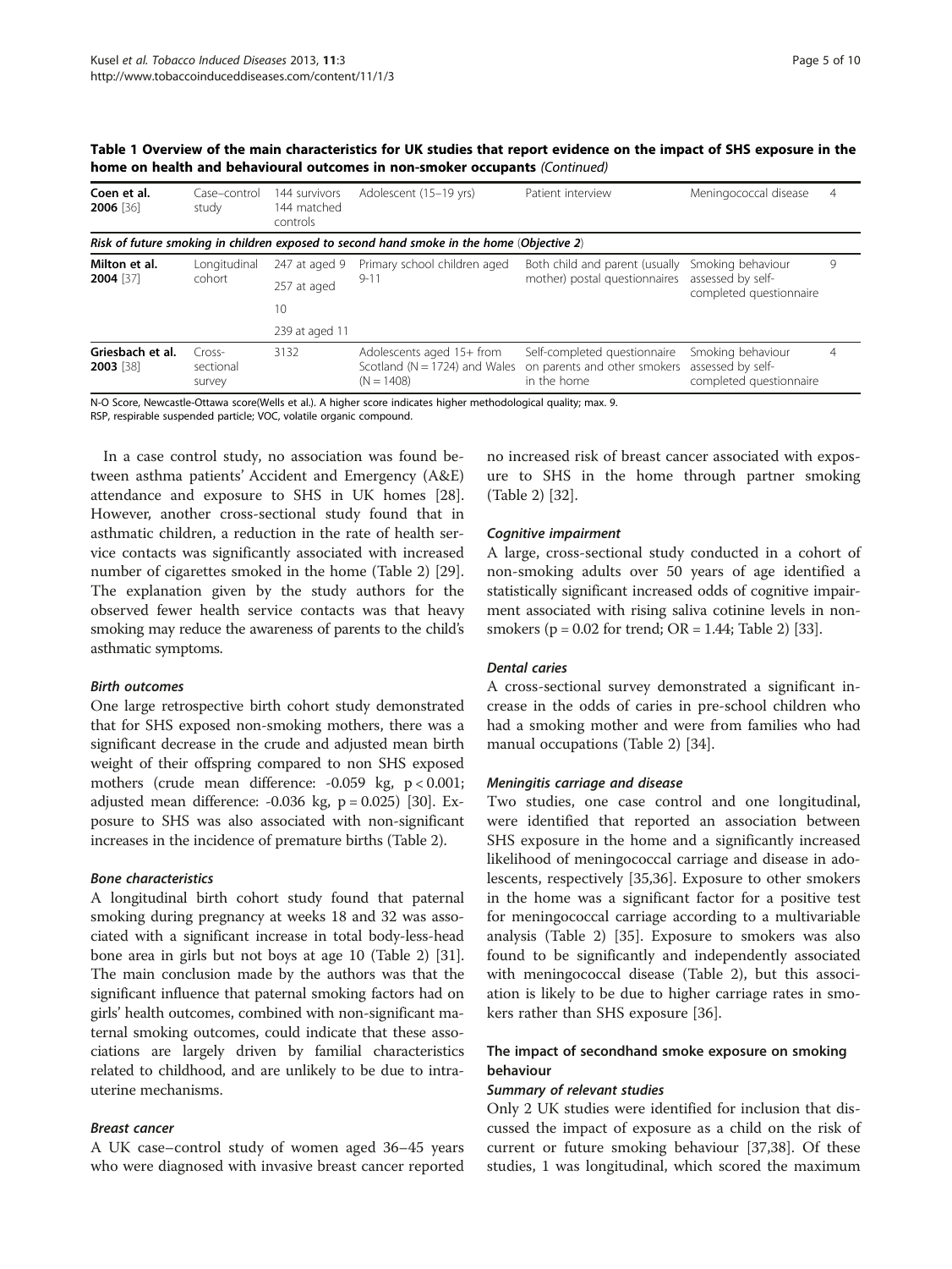**Table 1 Overview of the main characteristics for UK studies that report evidence on the impact of SHS exposure in the home on health and behavioural outcomes in non-smoker occupants** *(Continued)*

| | | | | | | |
|---|---|---|---|---|---|---|
| **Coen et al. 2006** [36] | Case–control study | 144 survivors 144 matched controls | Adolescent (15–19 yrs) | Patient interview | Meningococcal disease | 4 |
| ***Risk of future smoking in children exposed to second hand smoke in the home (Objective 2)*** | | | | | | |
| **Milton et al. 2004** [37] | Longitudinal cohort | 247 at aged 9<br>257 at aged 10<br>239 at aged 11 | Primary school children aged 9-11 | Both child and parent (usually mother) postal questionnaires | Smoking behaviour assessed by self-completed questionnaire | 9 |
| **Griesbach et al. 2003** [38] | Cross-sectional survey | 3132 | Adolescents aged 15+ from Scotland (N = 1724) and Wales (N = 1408) | Self-completed questionnaire on parents and other smokers in the home | Smoking behaviour assessed by self-completed questionnaire | 4 |

N-O Score, Newcastle-Ottawa score(Wells et al.). A higher score indicates higher methodological quality; max. 9.
RSP, respirable suspended particle; VOC, volatile organic compound.

In a case control study, no association was found between asthma patients' Accident and Emergency (A&E) attendance and exposure to SHS in UK homes [28]. However, another cross-sectional study found that in asthmatic children, a reduction in the rate of health service contacts was significantly associated with increased number of cigarettes smoked in the home (Table 2) [29]. The explanation given by the study authors for the observed fewer health service contacts was that heavy smoking may reduce the awareness of parents to the child's asthmatic symptoms.

#### *Birth outcomes*

One large retrospective birth cohort study demonstrated that for SHS exposed non-smoking mothers, there was a significant decrease in the crude and adjusted mean birth weight of their offspring compared to non SHS exposed mothers (crude mean difference: -0.059 kg, $p < 0.001$; adjusted mean difference: -0.036 kg, $p = 0.025$) [30]. Exposure to SHS was also associated with non-significant increases in the incidence of premature births (Table 2).

#### *Bone characteristics*

A longitudinal birth cohort study found that paternal smoking during pregnancy at weeks 18 and 32 was associated with a significant increase in total body-less-head bone area in girls but not boys at age 10 (Table 2) [31]. The main conclusion made by the authors was that the significant influence that paternal smoking factors had on girls' health outcomes, combined with non-significant maternal smoking outcomes, could indicate that these associations are largely driven by familial characteristics related to childhood, and are unlikely to be due to intrauterine mechanisms.

#### *Breast cancer*

A UK case–control study of women aged 36–45 years who were diagnosed with invasive breast cancer reported no increased risk of breast cancer associated with exposure to SHS in the home through partner smoking (Table 2) [32].

#### *Cognitive impairment*

A large, cross-sectional study conducted in a cohort of non-smoking adults over 50 years of age identified a statistically significant increased odds of cognitive impairment associated with rising saliva cotinine levels in non-smokers ($p = 0.02$ for trend; OR = 1.44; Table 2) [33].

#### *Dental caries*

A cross-sectional survey demonstrated a significant increase in the odds of caries in pre-school children who had a smoking mother and were from families who had manual occupations (Table 2) [34].

#### *Meningitis carriage and disease*

Two studies, one case control and one longitudinal, were identified that reported an association between SHS exposure in the home and a significantly increased likelihood of meningococcal carriage and disease in adolescents, respectively [35,36]. Exposure to other smokers in the home was a significant factor for a positive test for meningococcal carriage according to a multivariable analysis (Table 2) [35]. Exposure to smokers was also found to be significantly and independently associated with meningococcal disease (Table 2), but this association is likely to be due to higher carriage rates in smokers rather than SHS exposure [36].

### The impact of secondhand smoke exposure on smoking behaviour

#### *Summary of relevant studies*

Only 2 UK studies were identified for inclusion that discussed the impact of exposure as a child on the risk of current or future smoking behaviour [37,38]. Of these studies, 1 was longitudinal, which scored the maximum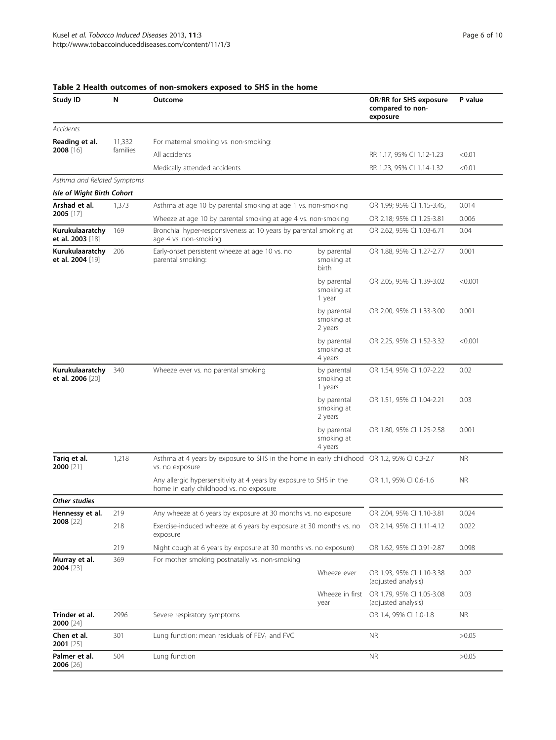**Table 2 Health outcomes of non-smokers exposed to SHS in the home**

| Study ID | N | Outcome | | OR/RR for SHS exposure compared to non-exposure | P value |
|---|---|---|---|---|---|
| *Accidents* | | | | | |
| **Reading et al. 2008** [16] | 11,332 families | For maternal smoking vs. non-smoking: | | | |
| | | All accidents | | RR 1.17, 95% CI 1.12-1.23 | <0.01 |
| | | Medically attended accidents | | RR 1.23, 95% CI 1.14-1.32 | <0.01 |
| *Asthma and Related Symptoms* | | | | | |
| ***Isle of Wight Birth Cohort*** | | | | | |
| **Arshad et al. 2005** [17] | 1,373 | Asthma at age 10 by parental smoking at age 1 vs. non-smoking | | OR 1.99; 95% CI 1.15-3.45, | 0.014 |
| | | Wheeze at age 10 by parental smoking at age 4 vs. non-smoking | | OR 2.18; 95% CI 1.25-3.81 | 0.006 |
| **Kurukulaaratchy et al. 2003** [18] | 169 | Bronchial hyper-responsiveness at 10 years by parental smoking at age 4 vs. non-smoking | | OR 2.62, 95% CI 1.03-6.71 | 0.04 |
| **Kurukulaaratchy et al. 2004** [19] | 206 | Early-onset persistent wheeze at age 10 vs. no parental smoking: | by parental smoking at birth | OR 1.88, 95% CI 1.27-2.77 | 0.001 |
| | | | by parental smoking at 1 year | OR 2.05, 95% CI 1.39-3.02 | <0.001 |
| | | | by parental smoking at 2 years | OR 2.00, 95% CI 1.33-3.00 | 0.001 |
| | | | by parental smoking at 4 years | OR 2.25, 95% CI 1.52-3.32 | <0.001 |
| **Kurukulaaratchy et al. 2006** [20] | 340 | Wheeze ever vs. no parental smoking | by parental smoking at 1 years | OR 1.54, 95% CI 1.07-2.22 | 0.02 |
| | | | by parental smoking at 2 years | OR 1.51, 95% CI 1.04-2.21 | 0.03 |
| | | | by parental smoking at 4 years | OR 1.80, 95% CI 1.25-2.58 | 0.001 |
| **Tariq et al. 2000** [21] | 1,218 | Asthma at 4 years by exposure to SHS in the home in early childhood vs. no exposure | | OR 1.2, 95% CI 0.3-2.7 | NR |
| | | Any allergic hypersensitivity at 4 years by exposure to SHS in the home in early childhood vs. no exposure | | OR 1.1, 95% CI 0.6-1.6 | NR |
| ***Other studies*** | | | | | |
| **Hennessy et al. 2008** [22] | 219 | Any wheeze at 6 years by exposure at 30 months vs. no exposure | | OR 2.04, 95% CI 1.10-3.81 | 0.024 |
| | 218 | Exercise-induced wheeze at 6 years by exposure at 30 months vs. no exposure | | OR 2.14, 95% CI 1.11-4.12 | 0.022 |
| | 219 | Night cough at 6 years by exposure at 30 months vs. no exposure) | | OR 1.62, 95% CI 0.91-2.87 | 0.098 |
| **Murray et al. 2004** [23] | 369 | For mother smoking postnatally vs. non-smoking | | | |
| | | | Wheeze ever | OR 1.93, 95% CI 1.10-3.38 (adjusted analysis) | 0.02 |
| | | | Wheeze in first year | OR 1.79, 95% CI 1.05-3.08 (adjusted analysis) | 0.03 |
| **Trinder et al. 2000** [24] | 2996 | Severe respiratory symptoms | | OR 1.4, 95% CI 1.0-1.8 | NR |
| **Chen et al. 2001** [25] | 301 | Lung function: mean residuals of $FEV_1$ and FVC | | NR | >0.05 |
| **Palmer et al. 2006** [26] | 504 | Lung function | | NR | >0.05 |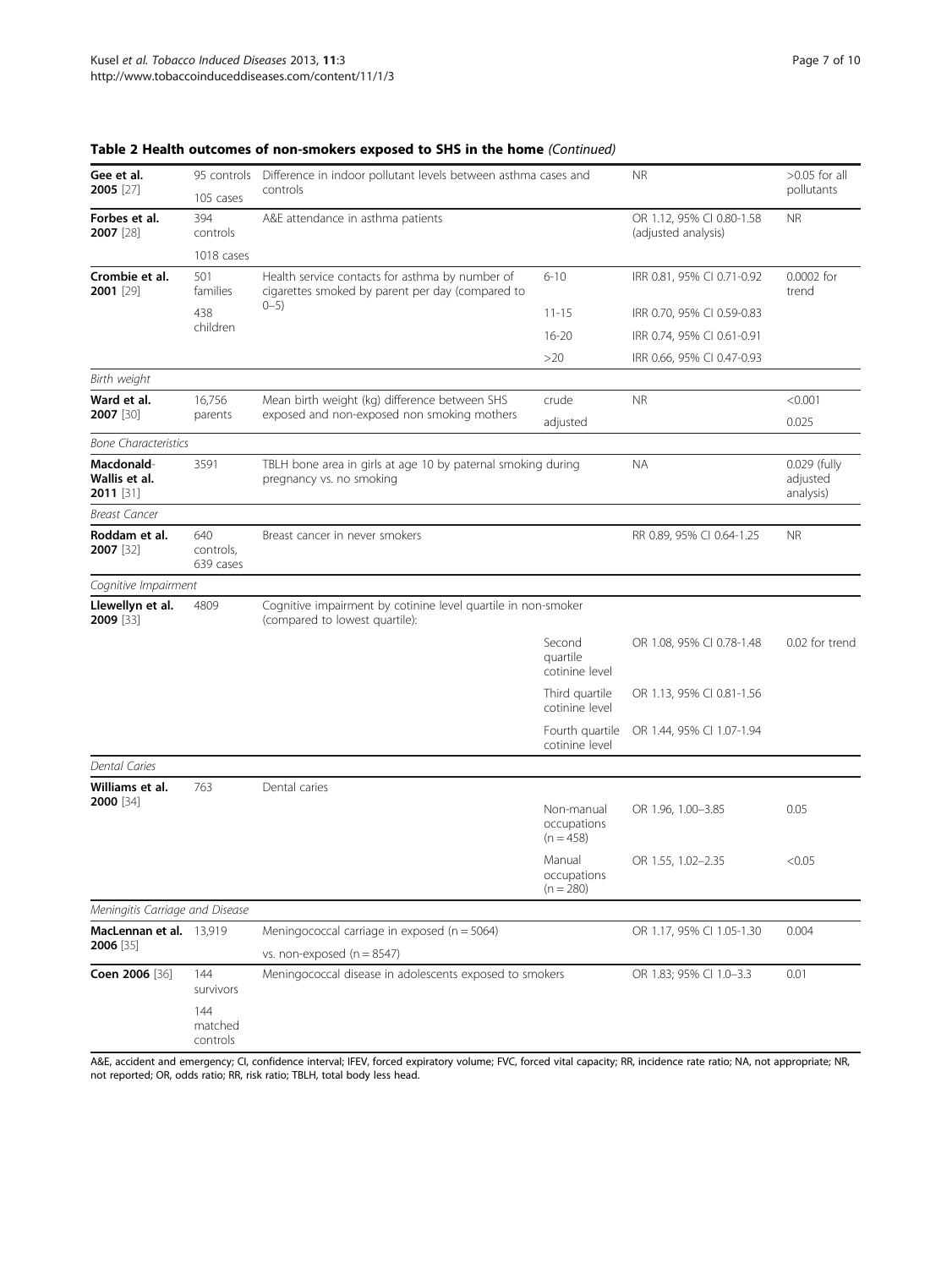**Table 2 Health outcomes of non-smokers exposed to SHS in the home** *(Continued)*

| Study | Sample | Outcome | | Effect | p value |
|---|---|---|---|---|---|
| **Gee et al. 2005** [27] | 95 controls<br>105 cases | Difference in indoor pollutant levels between asthma cases and controls | | NR | >0.05 for all pollutants |
| **Forbes et al. 2007** [28] | 394 controls<br>1018 cases | A&E attendance in asthma patients | | OR 1.12, 95% CI 0.80-1.58 (adjusted analysis) | NR |
| **Crombie et al. 2001** [29] | 501 families<br>438 children | Health service contacts for asthma by number of cigarettes smoked by parent per day (compared to 0–5) | 6-10 | IRR 0.81, 95% CI 0.71-0.92 | 0.0002 for trend |
| | | | 11-15 | IRR 0.70, 95% CI 0.59-0.83 | |
| | | | 16-20 | IRR 0.74, 95% CI 0.61-0.91 | |
| | | | >20 | IRR 0.66, 95% CI 0.47-0.93 | |
| *Birth weight* | | | | | |
| **Ward et al. 2007** [30] | 16,756 parents | Mean birth weight (kg) difference between SHS exposed and non-exposed non smoking mothers | crude | NR | <0.001 |
| | | | adjusted | | 0.025 |
| *Bone Characteristics* | | | | | |
| **Macdonald-Wallis et al. 2011** [31] | 3591 | TBLH bone area in girls at age 10 by paternal smoking during pregnancy vs. no smoking | | NA | 0.029 (fully adjusted analysis) |
| *Breast Cancer* | | | | | |
| **Roddam et al. 2007** [32] | 640 controls, 639 cases | Breast cancer in never smokers | | RR 0.89, 95% CI 0.64-1.25 | NR |
| *Cognitive Impairment* | | | | | |
| **Llewellyn et al. 2009** [33] | 4809 | Cognitive impairment by cotinine level quartile in non-smoker (compared to lowest quartile): | | | |
| | | | Second quartile cotinine level | OR 1.08, 95% CI 0.78-1.48 | 0.02 for trend |
| | | | Third quartile cotinine level | OR 1.13, 95% CI 0.81-1.56 | |
| | | | Fourth quartile cotinine level | OR 1.44, 95% CI 1.07-1.94 | |
| *Dental Caries* | | | | | |
| **Williams et al. 2000** [34] | 763 | Dental caries | | | |
| | | | Non-manual occupations (n = 458) | OR 1.96, 1.00–3.85 | 0.05 |
| | | | Manual occupations (n = 280) | OR 1.55, 1.02–2.35 | <0.05 |
| *Meningitis Carriage and Disease* | | | | | |
| **MacLennan et al. 2006** [35] | 13,919 | Meningococcal carriage in exposed (n = 5064)<br>vs. non-exposed (n = 8547) | | OR 1.17, 95% CI 1.05-1.30 | 0.004 |
| **Coen 2006** [36] | 144 survivors<br>144 matched controls | Meningococcal disease in adolescents exposed to smokers | | OR 1.83; 95% CI 1.0–3.3 | 0.01 |

A&E, accident and emergency; CI, confidence interval; lFEV, forced expiratory volume; FVC, forced vital capacity; RR, incidence rate ratio; NA, not appropriate; NR, not reported; OR, odds ratio; RR, risk ratio; TBLH, total body less head.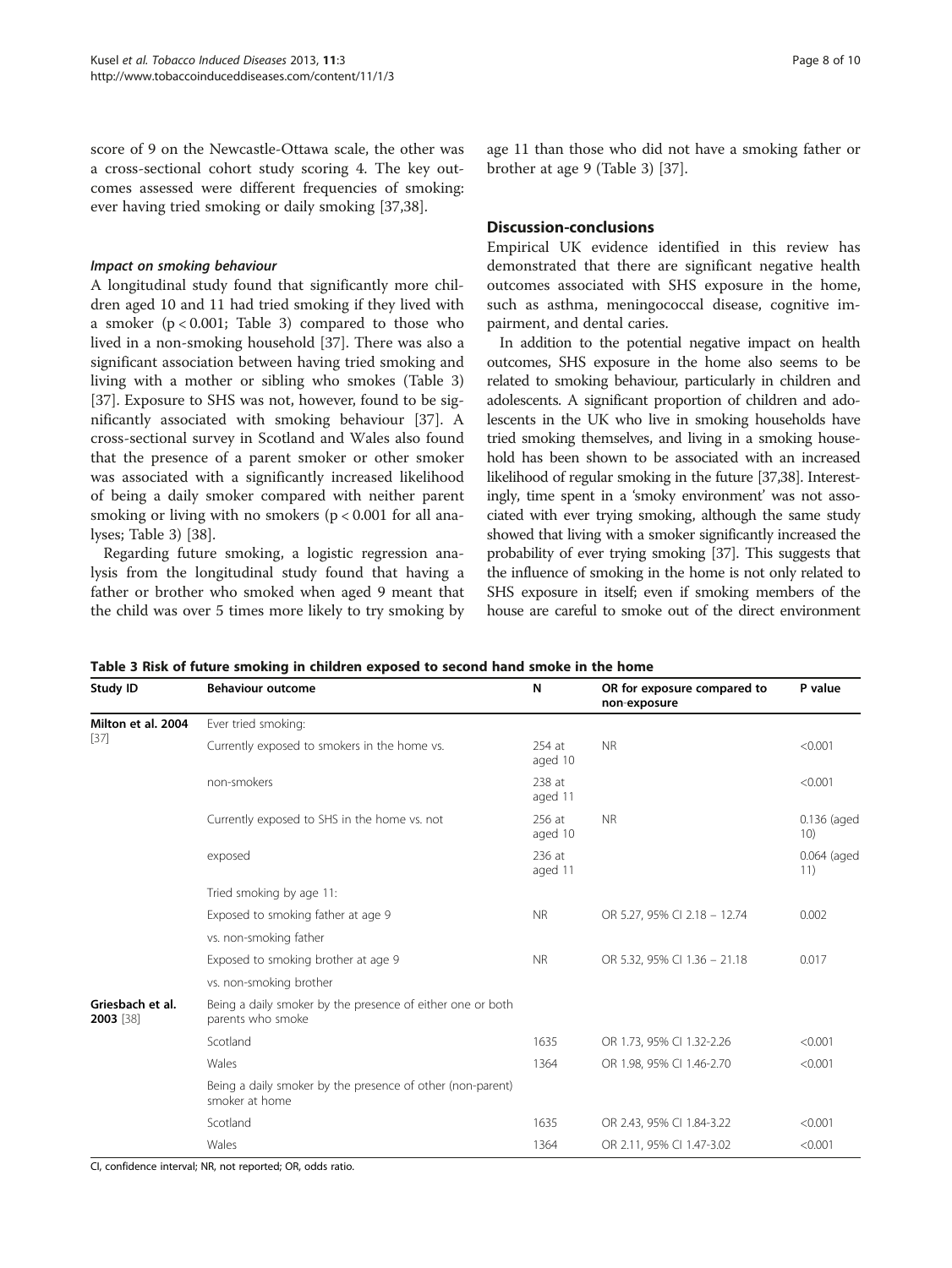score of 9 on the Newcastle-Ottawa scale, the other was a cross-sectional cohort study scoring 4. The key outcomes assessed were different frequencies of smoking: ever having tried smoking or daily smoking [37,38].

#### *Impact on smoking behaviour*

A longitudinal study found that significantly more children aged 10 and 11 had tried smoking if they lived with a smoker ($p < 0.001$; Table 3) compared to those who lived in a non-smoking household [37]. There was also a significant association between having tried smoking and living with a mother or sibling who smokes (Table 3) [37]. Exposure to SHS was not, however, found to be significantly associated with smoking behaviour [37]. A cross-sectional survey in Scotland and Wales also found that the presence of a parent smoker or other smoker was associated with a significantly increased likelihood of being a daily smoker compared with neither parent smoking or living with no smokers ($p < 0.001$ for all analyses; Table 3) [38].

Regarding future smoking, a logistic regression analysis from the longitudinal study found that having a father or brother who smoked when aged 9 meant that the child was over 5 times more likely to try smoking by age 11 than those who did not have a smoking father or brother at age 9 (Table 3) [37].

## Discussion-conclusions

Empirical UK evidence identified in this review has demonstrated that there are significant negative health outcomes associated with SHS exposure in the home, such as asthma, meningococcal disease, cognitive impairment, and dental caries.

In addition to the potential negative impact on health outcomes, SHS exposure in the home also seems to be related to smoking behaviour, particularly in children and adolescents. A significant proportion of children and adolescents in the UK who live in smoking households have tried smoking themselves, and living in a smoking household has been shown to be associated with an increased likelihood of regular smoking in the future [37,38]. Interestingly, time spent in a 'smoky environment' was not associated with ever trying smoking, although the same study showed that living with a smoker significantly increased the probability of ever trying smoking [37]. This suggests that the influence of smoking in the home is not only related to SHS exposure in itself; even if smoking members of the house are careful to smoke out of the direct environment

**Table 3 Risk of future smoking in children exposed to second hand smoke in the home**

| Study ID | Behaviour outcome | N | OR for exposure compared to non-exposure | P value |
|---|---|---|---|---|
| **Milton et al. 2004** [37] | Ever tried smoking: | | | |
| | Currently exposed to smokers in the home vs. | 254 at aged 10 | NR | <0.001 |
| | non-smokers | 238 at aged 11 | | <0.001 |
| | Currently exposed to SHS in the home vs. not | 256 at aged 10 | NR | 0.136 (aged 10) |
| | exposed | 236 at aged 11 | | 0.064 (aged 11) |
| | Tried smoking by age 11: | | | |
| | Exposed to smoking father at age 9 | NR | OR 5.27, 95% CI 2.18 – 12.74 | 0.002 |
| | vs. non-smoking father | | | |
| | Exposed to smoking brother at age 9 | NR | OR 5.32, 95% CI 1.36 – 21.18 | 0.017 |
| | vs. non-smoking brother | | | |
| **Griesbach et al. 2003** [38] | Being a daily smoker by the presence of either one or both parents who smoke | | | |
| | Scotland | 1635 | OR 1.73, 95% CI 1.32-2.26 | <0.001 |
| | Wales | 1364 | OR 1.98, 95% CI 1.46-2.70 | <0.001 |
| | Being a daily smoker by the presence of other (non-parent) smoker at home | | | |
| | Scotland | 1635 | OR 2.43, 95% CI 1.84-3.22 | <0.001 |
| | Wales | 1364 | OR 2.11, 95% CI 1.47-3.02 | <0.001 |

CI, confidence interval; NR, not reported; OR, odds ratio.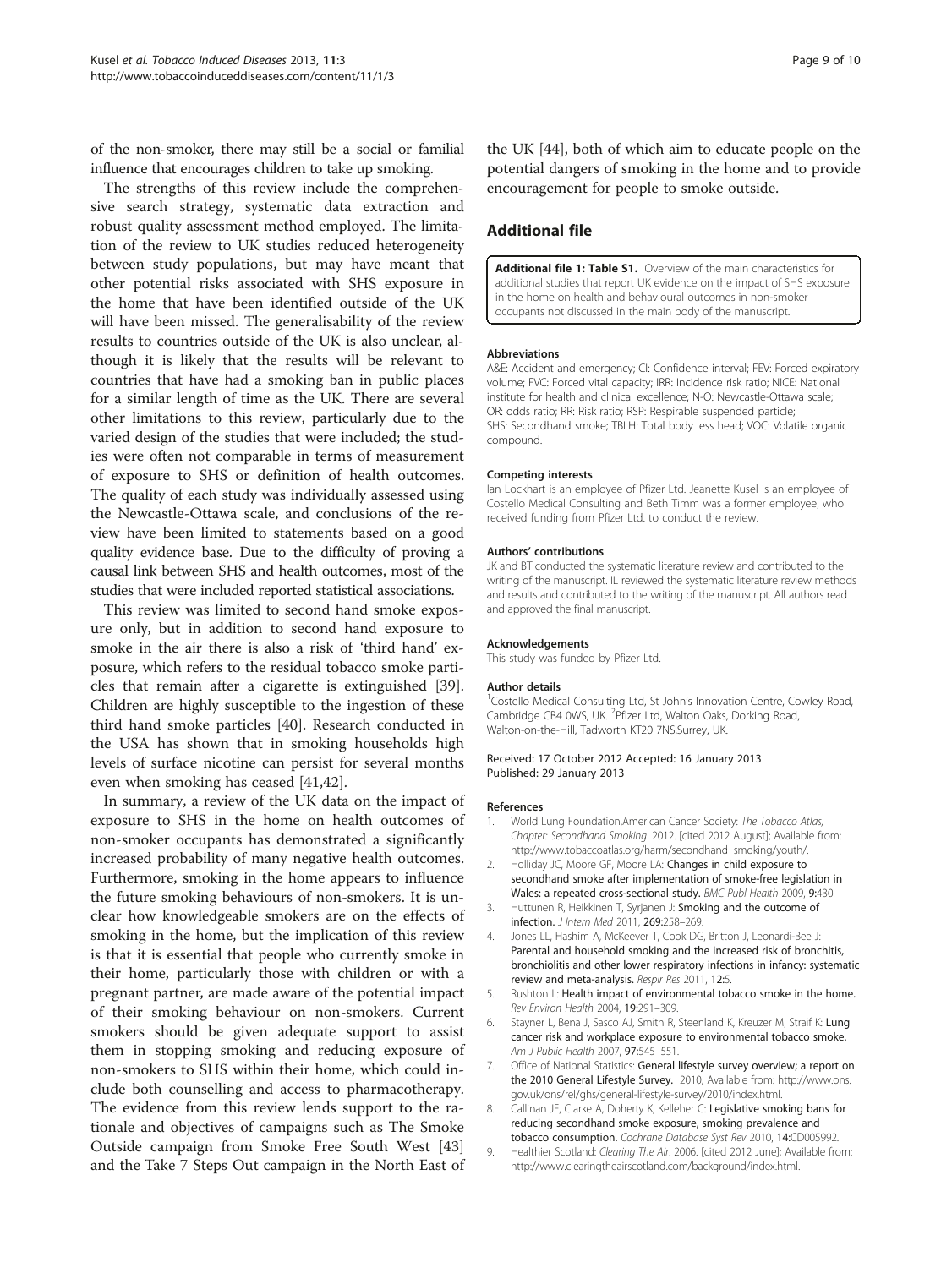of the non-smoker, there may still be a social or familial influence that encourages children to take up smoking.

The strengths of this review include the comprehensive search strategy, systematic data extraction and robust quality assessment method employed. The limitation of the review to UK studies reduced heterogeneity between study populations, but may have meant that other potential risks associated with SHS exposure in the home that have been identified outside of the UK will have been missed. The generalisability of the review results to countries outside of the UK is also unclear, although it is likely that the results will be relevant to countries that have had a smoking ban in public places for a similar length of time as the UK. There are several other limitations to this review, particularly due to the varied design of the studies that were included; the studies were often not comparable in terms of measurement of exposure to SHS or definition of health outcomes. The quality of each study was individually assessed using the Newcastle-Ottawa scale, and conclusions of the review have been limited to statements based on a good quality evidence base. Due to the difficulty of proving a causal link between SHS and health outcomes, most of the studies that were included reported statistical associations.

This review was limited to second hand smoke exposure only, but in addition to second hand exposure to smoke in the air there is also a risk of 'third hand' exposure, which refers to the residual tobacco smoke particles that remain after a cigarette is extinguished [39]. Children are highly susceptible to the ingestion of these third hand smoke particles [40]. Research conducted in the USA has shown that in smoking households high levels of surface nicotine can persist for several months even when smoking has ceased [41,42].

In summary, a review of the UK data on the impact of exposure to SHS in the home on health outcomes of non-smoker occupants has demonstrated a significantly increased probability of many negative health outcomes. Furthermore, smoking in the home appears to influence the future smoking behaviours of non-smokers. It is unclear how knowledgeable smokers are on the effects of smoking in the home, but the implication of this review is that it is essential that people who currently smoke in their home, particularly those with children or with a pregnant partner, are made aware of the potential impact of their smoking behaviour on non-smokers. Current smokers should be given adequate support to assist them in stopping smoking and reducing exposure of non-smokers to SHS within their home, which could include both counselling and access to pharmacotherapy. The evidence from this review lends support to the rationale and objectives of campaigns such as The Smoke Outside campaign from Smoke Free South West [43] and the Take 7 Steps Out campaign in the North East of the UK [44], both of which aim to educate people on the potential dangers of smoking in the home and to provide encouragement for people to smoke outside.

## Additional file

**Additional file 1: Table S1.** Overview of the main characteristics for additional studies that report UK evidence on the impact of SHS exposure in the home on health and behavioural outcomes in non-smoker occupants not discussed in the main body of the manuscript.

#### Abbreviations

A&E: Accident and emergency; CI: Confidence interval; FEV: Forced expiratory volume; FVC: Forced vital capacity; IRR: Incidence risk ratio; NICE: National institute for health and clinical excellence; N-O: Newcastle-Ottawa scale; OR: odds ratio; RR: Risk ratio; RSP: Respirable suspended particle; SHS: Secondhand smoke; TBLH: Total body less head; VOC: Volatile organic compound.

#### Competing interests

Ian Lockhart is an employee of Pfizer Ltd. Jeanette Kusel is an employee of Costello Medical Consulting and Beth Timm was a former employee, who received funding from Pfizer Ltd. to conduct the review.

#### Authors' contributions

JK and BT conducted the systematic literature review and contributed to the writing of the manuscript. IL reviewed the systematic literature review methods and results and contributed to the writing of the manuscript. All authors read and approved the final manuscript.

#### Acknowledgements

This study was funded by Pfizer Ltd.

#### Author details

[1]Costello Medical Consulting Ltd, St John's Innovation Centre, Cowley Road, Cambridge CB4 0WS, UK. [2]Pfizer Ltd, Walton Oaks, Dorking Road, Walton-on-the-Hill, Tadworth KT20 7NS,Surrey, UK.

Received: 17 October 2012 Accepted: 16 January 2013
Published: 29 January 2013

#### References

1. World Lung Foundation,American Cancer Society: *The Tobacco Atlas, Chapter: Secondhand Smoking*. 2012. [cited 2012 August]; Available from: http://www.tobaccoatlas.org/harm/secondhand_smoking/youth/.
2. Holliday JC, Moore GF, Moore LA: **Changes in child exposure to secondhand smoke after implementation of smoke-free legislation in Wales: a repeated cross-sectional study.** *BMC Publ Health* 2009, **9:**430.
3. Huttunen R, Heikkinen T, Syrjanen J: **Smoking and the outcome of infection.** *J Intern Med* 2011, **269:**258–269.
4. Jones LL, Hashim A, McKeever T, Cook DG, Britton J, Leonardi-Bee J: **Parental and household smoking and the increased risk of bronchitis, bronchiolitis and other lower respiratory infections in infancy: systematic review and meta-analysis.** *Respir Res* 2011, **12:**5.
5. Rushton L: **Health impact of environmental tobacco smoke in the home.** *Rev Environ Health* 2004, **19:**291–309.
6. Stayner L, Bena J, Sasco AJ, Smith R, Steenland K, Kreuzer M, Straif K: **Lung cancer risk and workplace exposure to environmental tobacco smoke.** *Am J Public Health* 2007, **97:**545–551.
7. Office of National Statistics: **General lifestyle survey overview; a report on the 2010 General Lifestyle Survey.** 2010, Available from: http://www.ons.gov.uk/ons/rel/ghs/general-lifestyle-survey/2010/index.html.
8. Callinan JE, Clarke A, Doherty K, Kelleher C: **Legislative smoking bans for reducing secondhand smoke exposure, smoking prevalence and tobacco consumption.** *Cochrane Database Syst Rev* 2010, **14:**CD005992.
9. Healthier Scotland: *Clearing The Air*. 2006. [cited 2012 June]; Available from: http://www.clearingtheairscotland.com/background/index.html.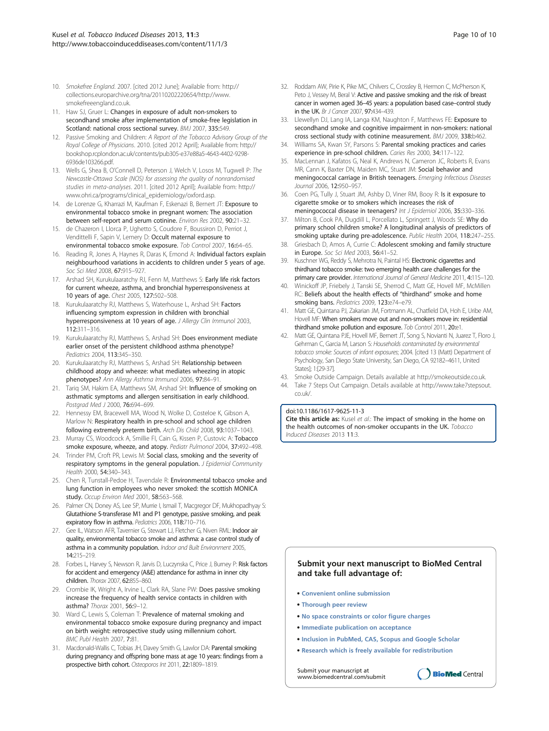10. *Smokefree England*. 2007. [cited 2012 June]; Available from: http://collections.europarchive.org/tna/20110202220654/http://www.smokefreeengland.co.uk.
11. Haw SJ, Gruer L: **Changes in exposure of adult non-smokers to secondhand smoke after implementation of smoke-free legislation in Scotland: national cross sectional survey.** *BMJ* 2007, **335:**549.
12. Passive Smoking and Children: *A Report of the Tobacco Advisory Group of the Royal College of Physicians*. 2010. [cited 2012 April]; Available from: http://bookshop.rcplondon.ac.uk/contents/pub305-e37e88a5-4643-4402-9298-6936de103266.pdf.
13. Wells G, Shea B, O'Connell D, Peterson J, Welch V, Losos M, Tugwell P: *The Newcastle-Ottawa Scale (NOS) for assessing the quality of nonrandomised studies in meta-analyses*. 2011. [cited 2012 April]; Available from: http://www.ohri.ca/programs/clinical_epidemiology/oxford.asp.
14. de Lorenze G, Kharrazi M, Kaufman F, Eskenazi B, Bernert JT: **Exposure to environmental tobacco smoke in pregnant women: The association between self-report and serum cotinine.** *Environ Res* 2002, **90:**21–32.
15. de Chazeron I, Llorca P, Ughetto S, Coudore F, Boussiron D, Perriot J, Vendittelli F, Sapin V, Lemery D: **Occult maternal exposure to environmental tobacco smoke exposure.** *Tob Control* 2007, **16:**64–65.
16. Reading R, Jones A, Haynes R, Daras K, Emond A: **Individual factors explain neighbourhood variations in accidents to children under 5 years of age.** *Soc Sci Med* 2008, **67:**915–927.
17. Arshad SH, Kurukulaaratchy RJ, Fenn M, Matthews S: **Early life risk factors for current wheeze, asthma, and bronchial hyperresponsiveness at 10 years of age.** *Chest* 2005, **127:**502–508.
18. Kurukulaaratchy RJ, Matthews S, Waterhouse L, Arshad SH: **Factors influencing symptom expression in children with bronchial hyperresponsiveness at 10 years of age.** *J Allergy Clin Immunol* 2003, **112:**311–316.
19. Kurukulaaratchy RJ, Matthews S, Arshad SH: **Does environment mediate earlier onset of the persistent childhood asthma phenotype?** *Pediatrics* 2004, **113:**345–350.
20. Kurukulaaratchy RJ, Matthews S, Arshad SH: **Relationship between childhood atopy and wheeze: what mediates wheezing in atopic phenotypes?** *Ann Allergy Asthma Immunol* 2006, **97:**84–91.
21. Tariq SM, Hakim EA, Matthews SM, Arshad SH: **Influence of smoking on asthmatic symptoms and allergen sensitisation in early childhood.** *Postgrad Med J* 2000, **76:**694–699.
22. Hennessy EM, Bracewell MA, Wood N, Wolke D, Costeloe K, Gibson A, Marlow N: **Respiratory health in pre-school and school age children following extremely preterm birth.** *Arch Dis Child* 2008, **93:**1037–1043.
23. Murray CS, Woodcock A, Smillie FI, Cain G, Kissen P, Custovic A: **Tobacco smoke exposure, wheeze, and atopy.** *Pediatr Pulmonol* 2004, **37:**492–498.
24. Trinder PM, Croft PR, Lewis M: **Social class, smoking and the severity of respiratory symptoms in the general population.** *J Epidemiol Community Health* 2000, **54:**340–343.
25. Chen R, Tunstall-Pedoe H, Tavendale R: **Environmental tobacco smoke and lung function in employees who never smoked: the scottish MONICA study.** *Occup Environ Med* 2001, **58:**563–568.
26. Palmer CN, Doney AS, Lee SP, Murrie I, Ismail T, Macgregor DF, Mukhopadhyay S: **Glutathione S-transferase M1 and P1 genotype, passive smoking, and peak expiratory flow in asthma.** *Pediatrics* 2006, **118:**710–716.
27. Gee IL, Watson AFR, Tavernier G, Stewart LJ, Fletcher G, Niven RML: **Indoor air quality, environmental tobacco smoke and asthma: a case control study of asthma in a community population.** *Indoor and Built Environment* 2005, **14:**215–219.
28. Forbes L, Harvey S, Newson R, Jarvis D, Luczynska C, Price J, Burney P: **Risk factors for accident and emergency (A&E) attendance for asthma in inner city children.** *Thorax* 2007, **62:**855–860.
29. Crombie IK, Wright A, Irvine L, Clark RA, Slane PW: **Does passive smoking increase the frequency of health service contacts in children with asthma?** *Thorax* 2001, **56:**9–12.
30. Ward C, Lewis S, Coleman T: **Prevalence of maternal smoking and environmental tobacco smoke exposure during pregnancy and impact on birth weight: retrospective study using millennium cohort.** *BMC Publ Health* 2007, **7:**81.
31. Macdonald-Wallis C, Tobias JH, Davey Smith G, Lawlor DA: **Parental smoking during pregnancy and offspring bone mass at age 10 years: findings from a prospective birth cohort.** *Osteoporos Int* 2011, **22:**1809–1819.
32. Roddam AW, Pirie K, Pike MC, Chilvers C, Crossley B, Hermon C, McPherson K, Peto J, Vessey M, Beral V: **Active and passive smoking and the risk of breast cancer in women aged 36–45 years: a population based case–control study in the UK.** *Br J Cancer* 2007, **97:**434–439.
33. Llewellyn DJ, Lang IA, Langa KM, Naughton F, Matthews FE: **Exposure to secondhand smoke and cognitive impairment in non-smokers: national cross sectional study with cotinine measurement.** *BMJ* 2009, **338:**b462.
34. Williams SA, Kwan SY, Parsons S: **Parental smoking practices and caries experience in pre-school children.** *Caries Res* 2000, **34:**117–122.
35. MacLennan J, Kafatos G, Neal K, Andrews N, Cameron JC, Roberts R, Evans MR, Cann K, Baxter DN, Maiden MC, Stuart JM: **Social behavior and meningococcal carriage in British teenagers.** *Emerging Infectious Diseases Journal* 2006, **12:**950–957.
36. Coen PG, Tully J, Stuart JM, Ashby D, Viner RM, Booy R: **Is it exposure to cigarette smoke or to smokers which increases the risk of meningococcal disease in teenagers?** *Int J Epidemiol* 2006, **35:**330–336.
37. Milton B, Cook PA, Dugdill L, Porcellato L, Springett J, Woods SE: **Why do primary school children smoke? A longitudinal analysis of predictors of smoking uptake during pre-adolescence.** *Public Health* 2004, **118:**247–255.
38. Griesbach D, Amos A, Currie C: **Adolescent smoking and family structure in Europe.** *Soc Sci Med* 2003, **56:**41–52.
39. Kuschner WG, Reddy S, Mehrotra N, Paintal HS: **Electronic cigarettes and thirdhand tobacco smoke: two emerging health care challenges for the primary care provider.** *International Journal of General Medicine* 2011, **4:**115–120.
40. Winickoff JP, Friebely J, Tanski SE, Sherrod C, Matt GE, Hovell MF, McMillen RC: **Beliefs about the health effects of "thirdhand" smoke and home smoking bans.** *Pediatrics* 2009, **123:**e74–e79.
41. Matt GE, Quintana PJ, Zakarian JM, Fortmann AL, Chatfield DA, Hoh E, Uribe AM, Hovell MF: **When smokers move out and non-smokers move in: residential thirdhand smoke pollution and exposure.** *Tob Control* 2011, **20:**e1.
42. Matt GE, Quintana PJE, Hovell MF, Bernert JT, Song S, Novianti N, Juarez T, Floro J, Gehrman C, Garcia M, Larson S: *Households contaminated by environmental tobacco smoke: Sources of infant exposures*; 2004. [cited 13 (Matt) Department of Psychology, San Diego State University, San Diego, CA 92182–4611, United States]; 1:[29-37].
43. Smoke Outside Campaign. Details available at http://smokeoutside.co.uk.
44. Take 7 Steps Out Campaign. Details available at http://www.take7stepsout.co.uk/.

doi:10.1186/1617-9625-11-3

**Cite this article as:** Kusel *et al.*: The impact of smoking in the home on the health outcomes of non-smoker occupants in the UK. *Tobacco Induced Diseases* 2013 **11**:3.

**Submit your next manuscript to BioMed Central and take full advantage of:**

- **Convenient online submission**
- **Thorough peer review**
- **No space constraints or color figure charges**
- **Immediate publication on acceptance**
- **Inclusion in PubMed, CAS, Scopus and Google Scholar**
- **Research which is freely available for redistribution**

Submit your manuscript at
www.biomedcentral.com/submit